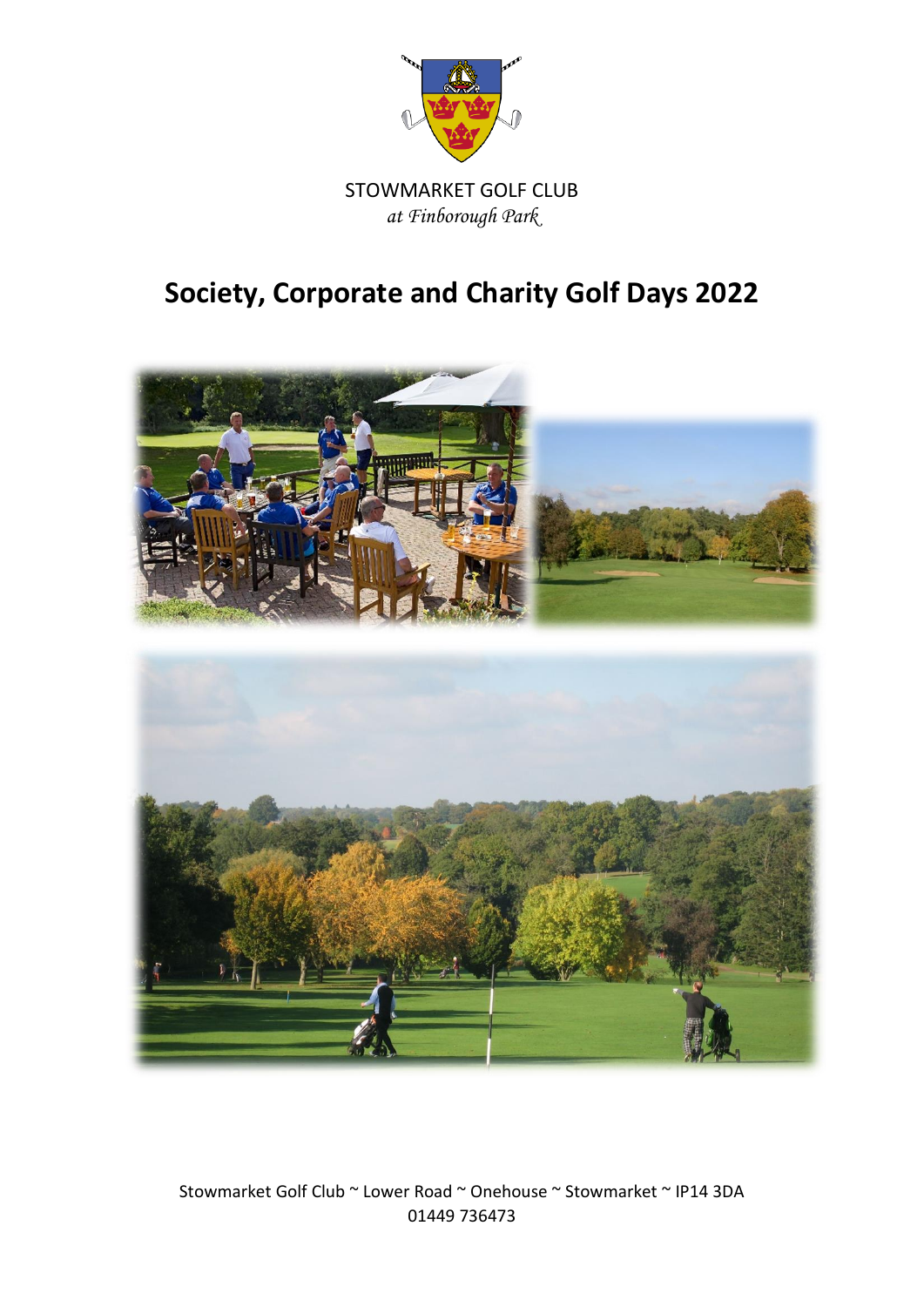STOWMARKET GOLF CLUB

*at Finborough Park*

# Society, Corporate and Charity Golf Days 2022

Stowmarket Golf Club ~ Lower Road ~ Onehouse ~ Stowmarket ~ IP14 3DA

01449 736473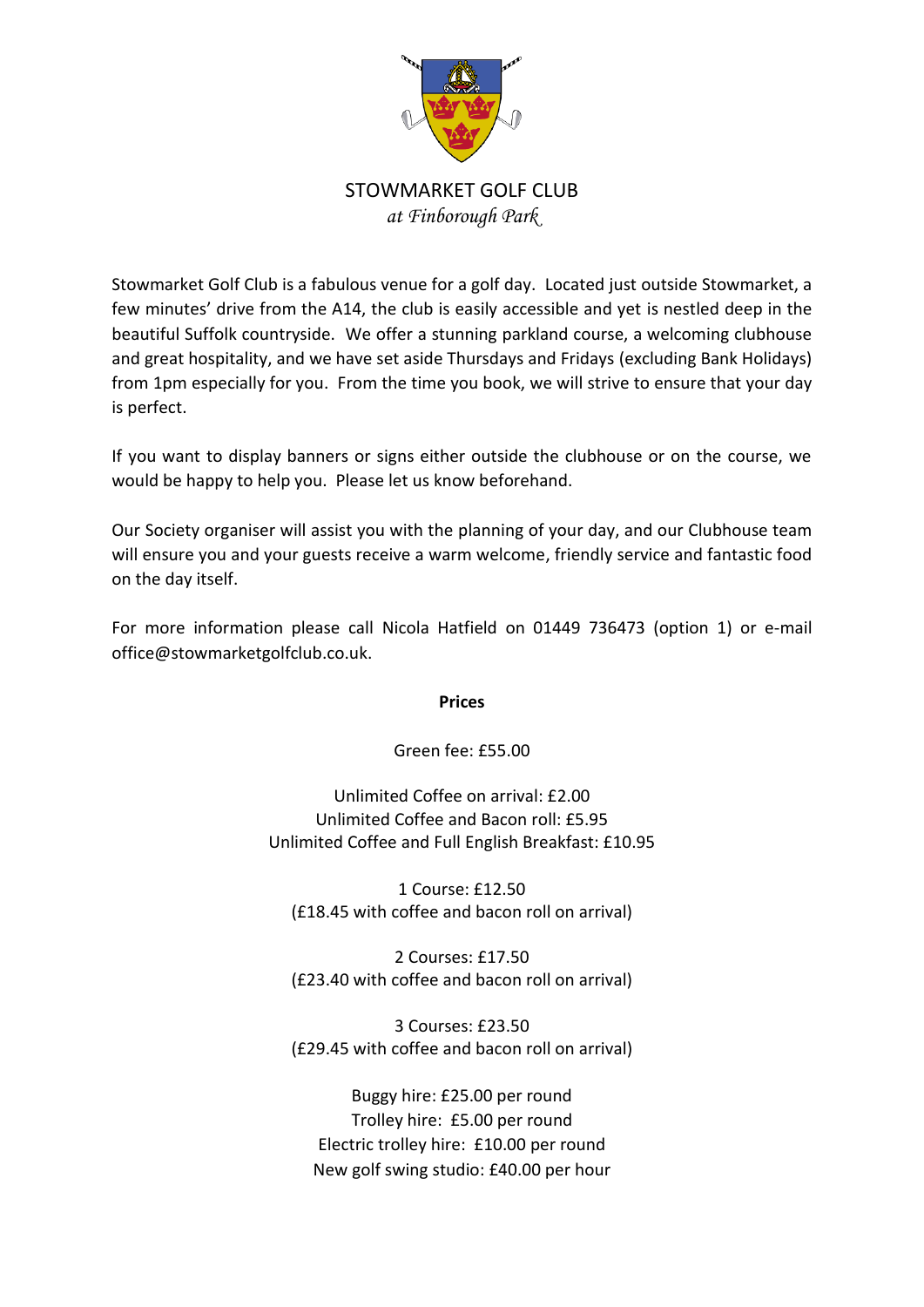# STOWMARKET GOLF CLUB

*at Finborough Park*

Stowmarket Golf Club is a fabulous venue for a golf day. Located just outside Stowmarket, a few minutes' drive from the A14, the club is easily accessible and yet is nestled deep in the beautiful Suffolk countryside. We offer a stunning parkland course, a welcoming clubhouse and great hospitality, and we have set aside Thursdays and Fridays (excluding Bank Holidays) from 1pm especially for you. From the time you book, we will strive to ensure that your day is perfect.

If you want to display banners or signs either outside the clubhouse or on the course, we would be happy to help you. Please let us know beforehand.

Our Society organiser will assist you with the planning of your day, and our Clubhouse team will ensure you and your guests receive a warm welcome, friendly service and fantastic food on the day itself.

For more information please call Nicola Hatfield on 01449 736473 (option 1) or e-mail office@stowmarketgolfclub.co.uk.

**Prices**

Green fee: £55.00

Unlimited Coffee on arrival: £2.00
Unlimited Coffee and Bacon roll: £5.95
Unlimited Coffee and Full English Breakfast: £10.95

1 Course: £12.50
(£18.45 with coffee and bacon roll on arrival)

2 Courses: £17.50
(£23.40 with coffee and bacon roll on arrival)

3 Courses: £23.50
(£29.45 with coffee and bacon roll on arrival)

Buggy hire: £25.00 per round
Trolley hire: £5.00 per round
Electric trolley hire: £10.00 per round
New golf swing studio: £40.00 per hour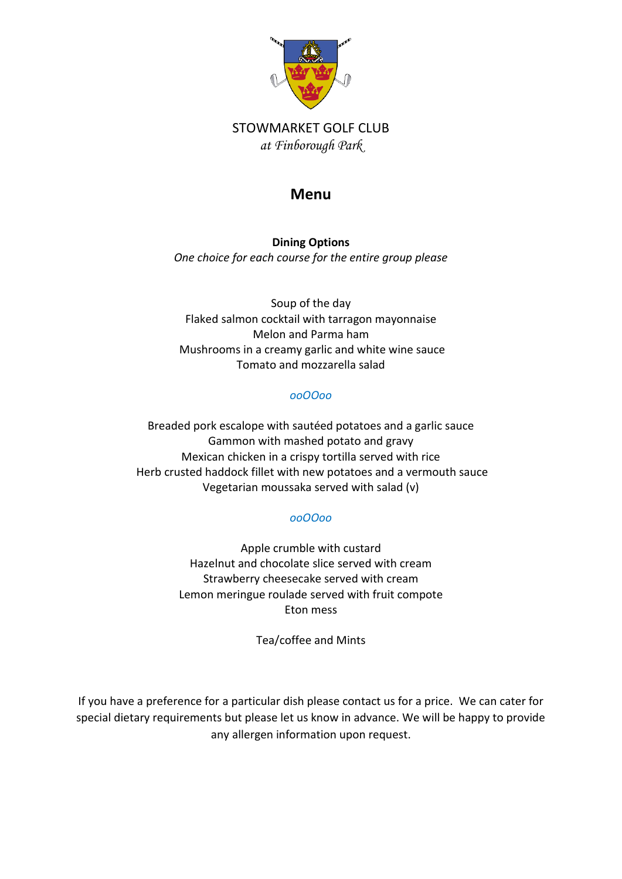STOWMARKET GOLF CLUB

*at Finborough Park*

# Menu

**Dining Options**

*One choice for each course for the entire group please*

Soup of the day
Flaked salmon cocktail with tarragon mayonnaise
Melon and Parma ham
Mushrooms in a creamy garlic and white wine sauce
Tomato and mozzarella salad

*ooOOoo*

Breaded pork escalope with sautéed potatoes and a garlic sauce
Gammon with mashed potato and gravy
Mexican chicken in a crispy tortilla served with rice
Herb crusted haddock fillet with new potatoes and a vermouth sauce
Vegetarian moussaka served with salad (v)

*ooOOoo*

Apple crumble with custard
Hazelnut and chocolate slice served with cream
Strawberry cheesecake served with cream
Lemon meringue roulade served with fruit compote
Eton mess

Tea/coffee and Mints

If you have a preference for a particular dish please contact us for a price. We can cater for special dietary requirements but please let us know in advance. We will be happy to provide any allergen information upon request.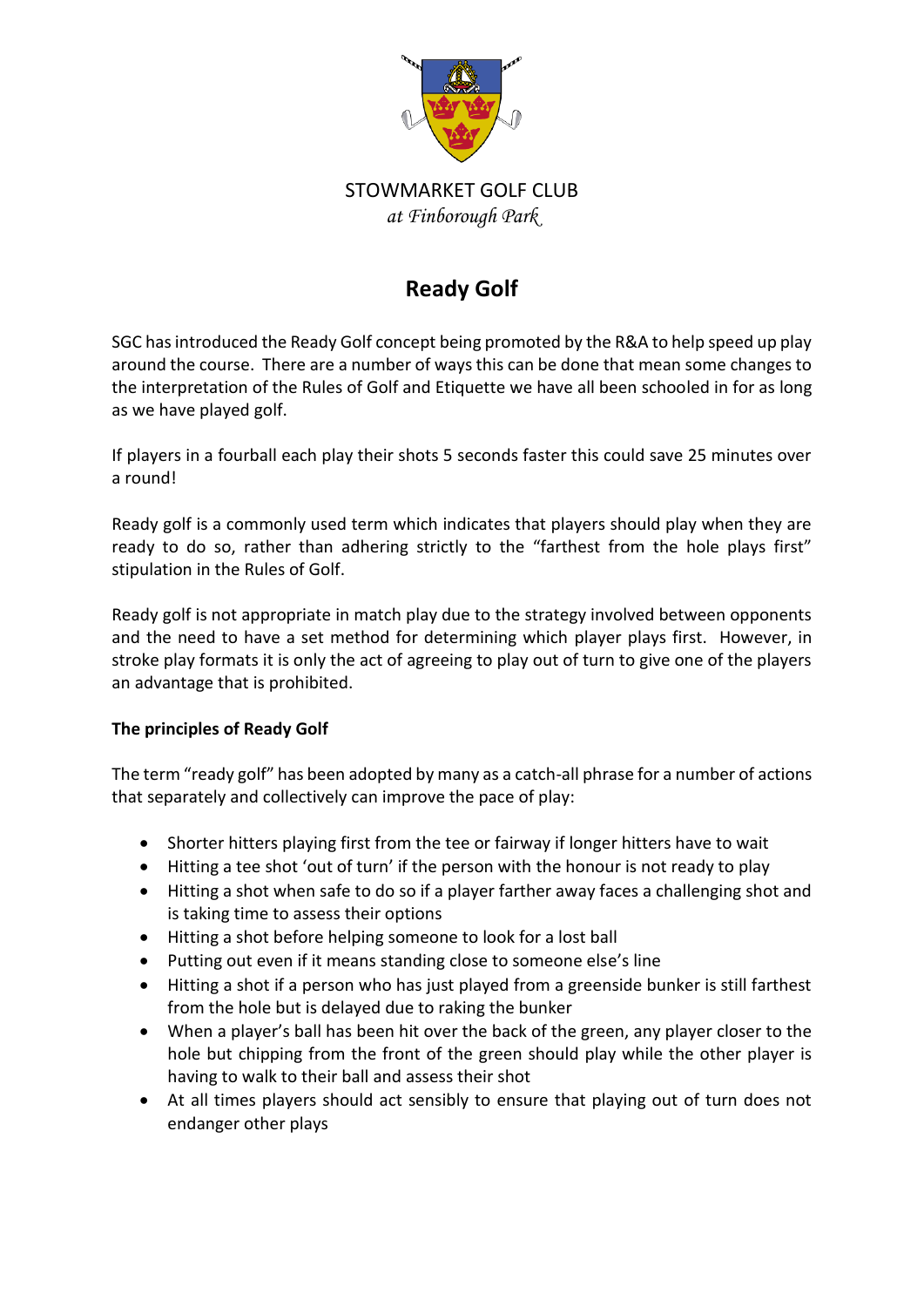STOWMARKET GOLF CLUB

*at Finborough Park*

# Ready Golf

SGC has introduced the Ready Golf concept being promoted by the R&A to help speed up play around the course. There are a number of ways this can be done that mean some changes to the interpretation of the Rules of Golf and Etiquette we have all been schooled in for as long as we have played golf.

If players in a fourball each play their shots 5 seconds faster this could save 25 minutes over a round!

Ready golf is a commonly used term which indicates that players should play when they are ready to do so, rather than adhering strictly to the "farthest from the hole plays first" stipulation in the Rules of Golf.

Ready golf is not appropriate in match play due to the strategy involved between opponents and the need to have a set method for determining which player plays first. However, in stroke play formats it is only the act of agreeing to play out of turn to give one of the players an advantage that is prohibited.

**The principles of Ready Golf**

The term "ready golf" has been adopted by many as a catch-all phrase for a number of actions that separately and collectively can improve the pace of play:

- Shorter hitters playing first from the tee or fairway if longer hitters have to wait
- Hitting a tee shot 'out of turn' if the person with the honour is not ready to play
- Hitting a shot when safe to do so if a player farther away faces a challenging shot and is taking time to assess their options
- Hitting a shot before helping someone to look for a lost ball
- Putting out even if it means standing close to someone else's line
- Hitting a shot if a person who has just played from a greenside bunker is still farthest from the hole but is delayed due to raking the bunker
- When a player's ball has been hit over the back of the green, any player closer to the hole but chipping from the front of the green should play while the other player is having to walk to their ball and assess their shot
- At all times players should act sensibly to ensure that playing out of turn does not endanger other plays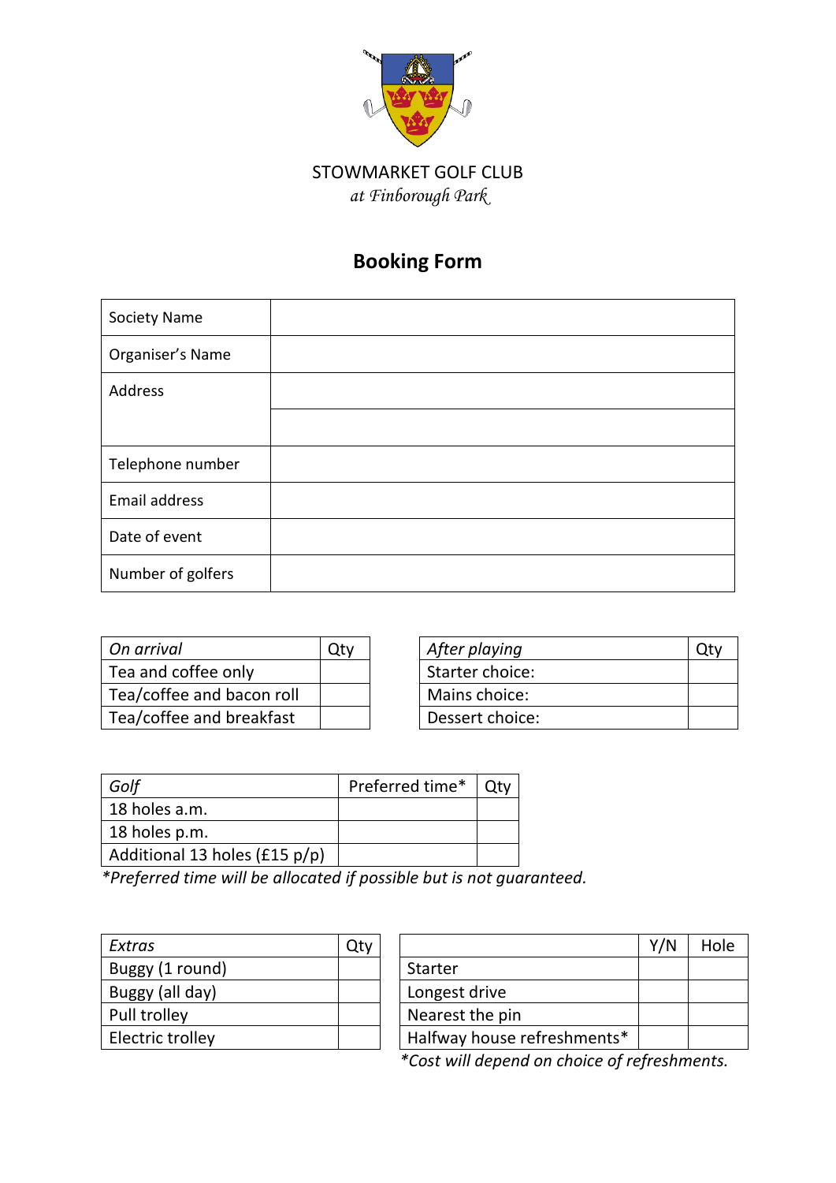STOWMARKET GOLF CLUB

*at Finborough Park*

# Booking Form

| Society Name | |
|---|---|
| Organiser's Name | |
| Address | |
| | |
| Telephone number | |
| Email address | |
| Date of event | |
| Number of golfers | |

| *On arrival* | Qty |
|---|---|
| Tea and coffee only | |
| Tea/coffee and bacon roll | |
| Tea/coffee and breakfast | |

| *After playing* | Qty |
|---|---|
| Starter choice: | |
| Mains choice: | |
| Dessert choice: | |

| *Golf* | Preferred time* | Qty |
|---|---|---|
| 18 holes a.m. | | |
| 18 holes p.m. | | |
| Additional 13 holes (£15 p/p) | | |

*\*Preferred time will be allocated if possible but is not guaranteed.*

| *Extras* | Qty |
|---|---|
| Buggy (1 round) | |
| Buggy (all day) | |
| Pull trolley | |
| Electric trolley | |

| | Y/N | Hole |
|---|---|---|
| Starter | | |
| Longest drive | | |
| Nearest the pin | | |
| Halfway house refreshments* | | |

*\*Cost will depend on choice of refreshments.*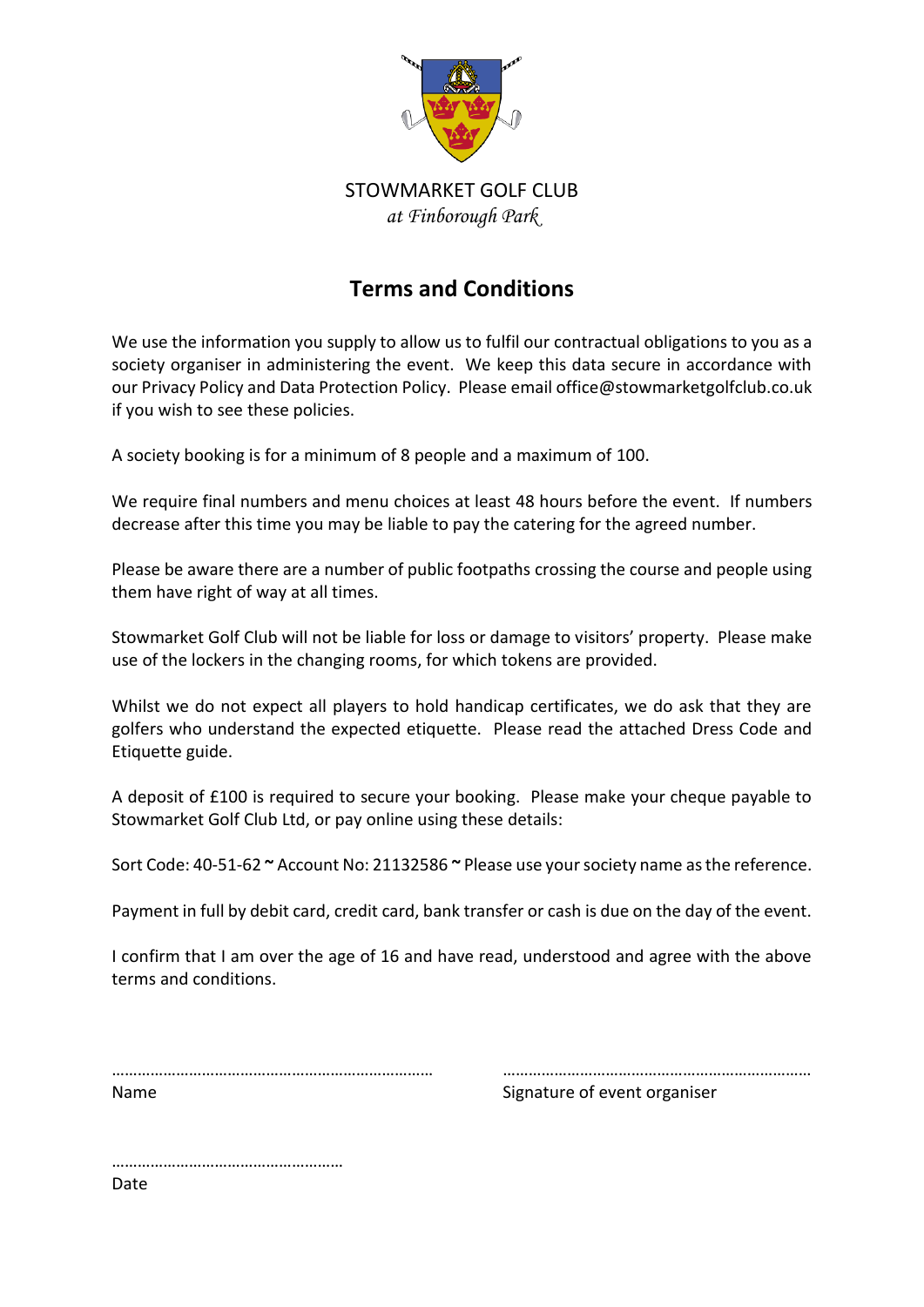STOWMARKET GOLF CLUB

*at Finborough Park*

# Terms and Conditions

We use the information you supply to allow us to fulfil our contractual obligations to you as a society organiser in administering the event. We keep this data secure in accordance with our Privacy Policy and Data Protection Policy. Please email office@stowmarketgolfclub.co.uk if you wish to see these policies.

A society booking is for a minimum of 8 people and a maximum of 100.

We require final numbers and menu choices at least 48 hours before the event. If numbers decrease after this time you may be liable to pay the catering for the agreed number.

Please be aware there are a number of public footpaths crossing the course and people using them have right of way at all times.

Stowmarket Golf Club will not be liable for loss or damage to visitors' property. Please make use of the lockers in the changing rooms, for which tokens are provided.

Whilst we do not expect all players to hold handicap certificates, we do ask that they are golfers who understand the expected etiquette. Please read the attached Dress Code and Etiquette guide.

A deposit of £100 is required to secure your booking. Please make your cheque payable to Stowmarket Golf Club Ltd, or pay online using these details:

Sort Code: 40-51-62 ~ Account No: 21132586 ~ Please use your society name as the reference.

Payment in full by debit card, credit card, bank transfer or cash is due on the day of the event.

I confirm that I am over the age of 16 and have read, understood and agree with the above terms and conditions.

………………………………………………………………… ……………………………………………………………

Name Signature of event organiser

……………………………………………

Date